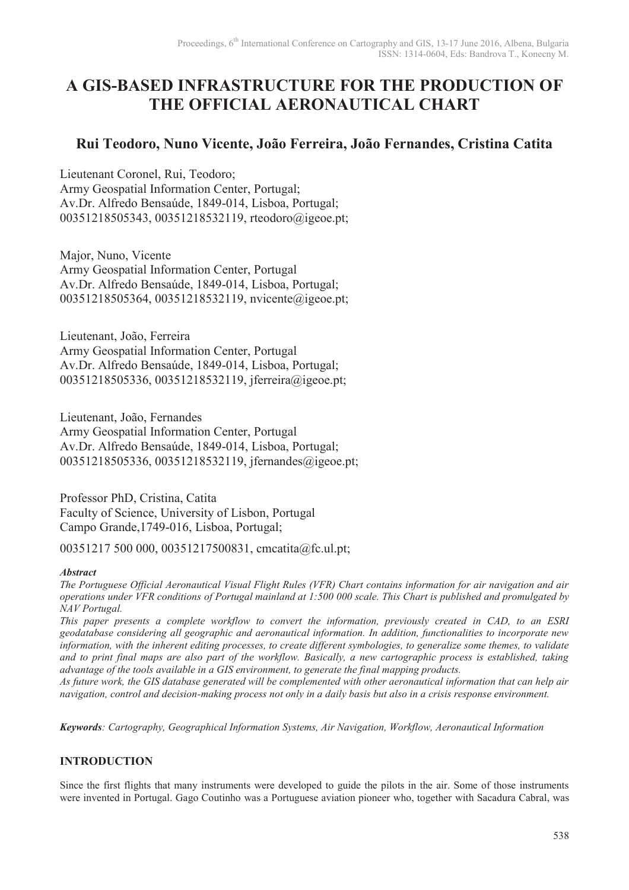# A GIS-BASED INFRASTRUCTURE FOR THE PRODUCTION OF THE OFFICIAL AERONAUTICAL CHART

## Rui Teodoro, Nuno Vicente, João Ferreira, João Fernandes, Cristina Catita

Lieutenant Coronel, Rui, Teodoro;
Army Geospatial Information Center, Portugal;
Av.Dr. Alfredo Bensaúde, 1849-014, Lisboa, Portugal;
00351218505343, 00351218532119, rteodoro@igeoe.pt;

Major, Nuno, Vicente
Army Geospatial Information Center, Portugal
Av.Dr. Alfredo Bensaúde, 1849-014, Lisboa, Portugal;
00351218505364, 00351218532119, nvicente@igeoe.pt;

Lieutenant, João, Ferreira
Army Geospatial Information Center, Portugal
Av.Dr. Alfredo Bensaúde, 1849-014, Lisboa, Portugal;
00351218505336, 00351218532119, jferreira@igeoe.pt;

Lieutenant, João, Fernandes
Army Geospatial Information Center, Portugal
Av.Dr. Alfredo Bensaúde, 1849-014, Lisboa, Portugal;
00351218505336, 00351218532119, jfernandes@igeoe.pt;

Professor PhD, Cristina, Catita
Faculty of Science, University of Lisbon, Portugal
Campo Grande,1749-016, Lisboa, Portugal;

00351217 500 000, 00351217500831, cmcatita@fc.ul.pt;

***Abstract***

*The Portuguese Official Aeronautical Visual Flight Rules (VFR) Chart contains information for air navigation and air operations under VFR conditions of Portugal mainland at 1:500 000 scale. This Chart is published and promulgated by NAV Portugal.*

*This paper presents a complete workflow to convert the information, previously created in CAD, to an ESRI geodatabase considering all geographic and aeronautical information. In addition, functionalities to incorporate new information, with the inherent editing processes, to create different symbologies, to generalize some themes, to validate and to print final maps are also part of the workflow. Basically, a new cartographic process is established, taking advantage of the tools available in a GIS environment, to generate the final mapping products.*

*As future work, the GIS database generated will be complemented with other aeronautical information that can help air navigation, control and decision-making process not only in a daily basis but also in a crisis response environment.*

***Keywords****: Cartography, Geographical Information Systems, Air Navigation, Workflow, Aeronautical Information*

## INTRODUCTION

Since the first flights that many instruments were developed to guide the pilots in the air. Some of those instruments were invented in Portugal. Gago Coutinho was a Portuguese aviation pioneer who, together with Sacadura Cabral, was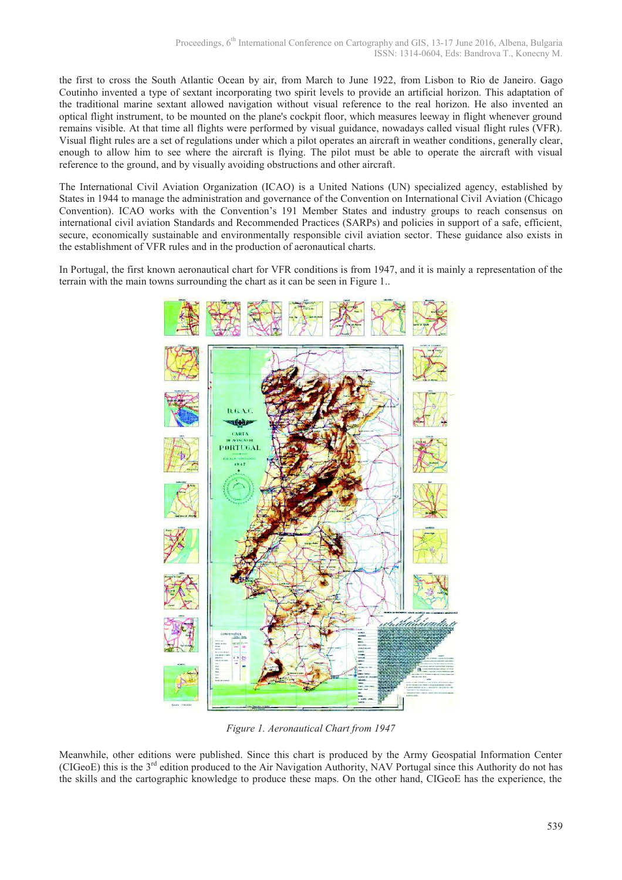the first to cross the South Atlantic Ocean by air, from March to June 1922, from Lisbon to Rio de Janeiro. Gago Coutinho invented a type of sextant incorporating two spirit levels to provide an artificial horizon. This adaptation of the traditional marine sextant allowed navigation without visual reference to the real horizon. He also invented an optical flight instrument, to be mounted on the plane's cockpit floor, which measures leeway in flight whenever ground remains visible. At that time all flights were performed by visual guidance, nowadays called visual flight rules (VFR). Visual flight rules are a set of regulations under which a pilot operates an aircraft in weather conditions, generally clear, enough to allow him to see where the aircraft is flying. The pilot must be able to operate the aircraft with visual reference to the ground, and by visually avoiding obstructions and other aircraft.

The International Civil Aviation Organization (ICAO) is a United Nations (UN) specialized agency, established by States in 1944 to manage the administration and governance of the Convention on International Civil Aviation (Chicago Convention). ICAO works with the Convention's 191 Member States and industry groups to reach consensus on international civil aviation Standards and Recommended Practices (SARPs) and policies in support of a safe, efficient, secure, economically sustainable and environmentally responsible civil aviation sector. These guidance also exists in the establishment of VFR rules and in the production of aeronautical charts.

In Portugal, the first known aeronautical chart for VFR conditions is from 1947, and it is mainly a representation of the terrain with the main towns surrounding the chart as it can be seen in Figure 1..

*Figure 1. Aeronautical Chart from 1947*

Meanwhile, other editions were published. Since this chart is produced by the Army Geospatial Information Center (CIGeoE) this is the 3rd edition produced to the Air Navigation Authority, NAV Portugal since this Authority do not has the skills and the cartographic knowledge to produce these maps. On the other hand, CIGeoE has the experience, the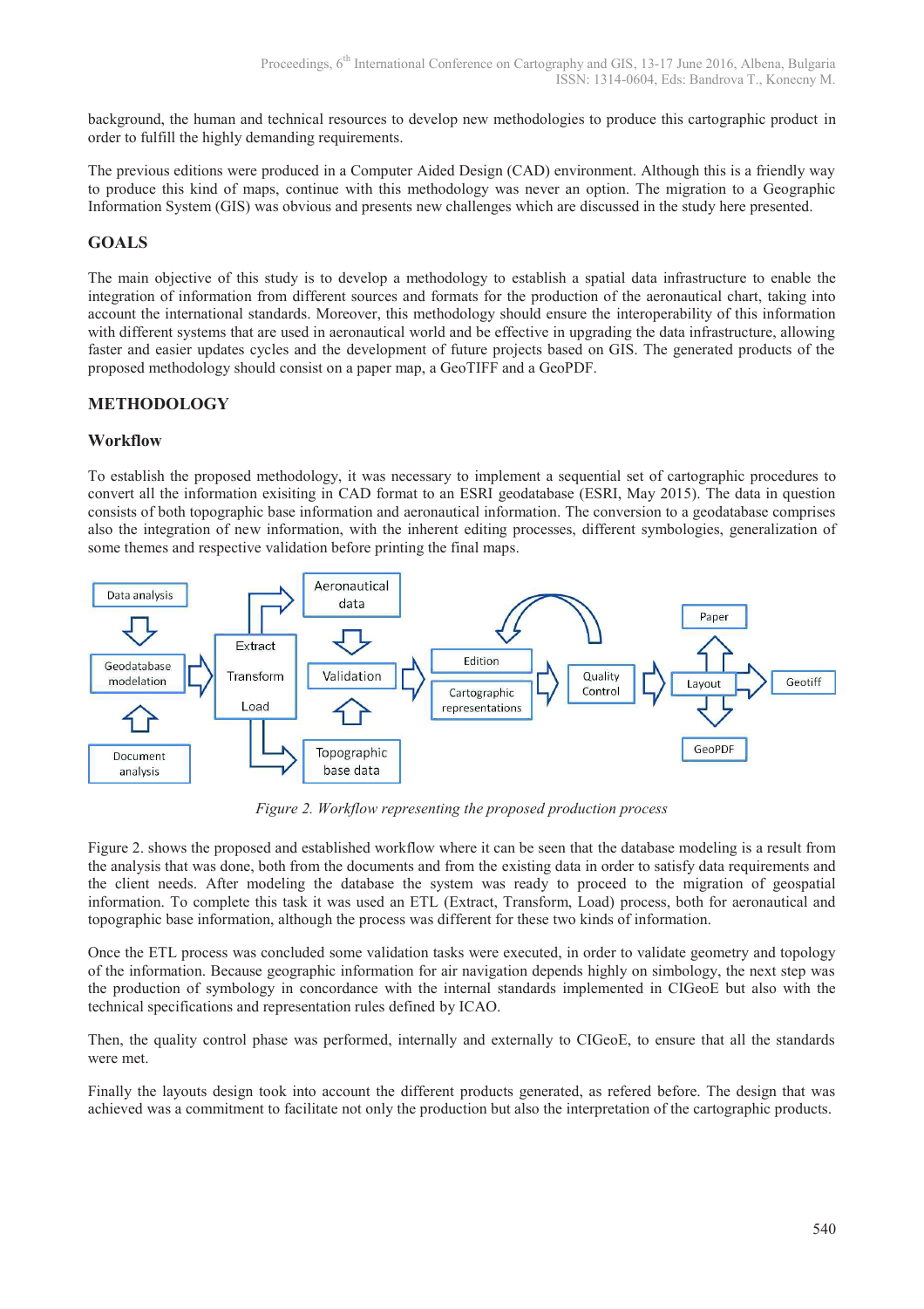background, the human and technical resources to develop new methodologies to produce this cartographic product in order to fulfill the highly demanding requirements.

The previous editions were produced in a Computer Aided Design (CAD) environment. Although this is a friendly way to produce this kind of maps, continue with this methodology was never an option. The migration to a Geographic Information System (GIS) was obvious and presents new challenges which are discussed in the study here presented.

## GOALS

The main objective of this study is to develop a methodology to establish a spatial data infrastructure to enable the integration of information from different sources and formats for the production of the aeronautical chart, taking into account the international standards. Moreover, this methodology should ensure the interoperability of this information with different systems that are used in aeronautical world and be effective in upgrading the data infrastructure, allowing faster and easier updates cycles and the development of future projects based on GIS. The generated products of the proposed methodology should consist on a paper map, a GeoTIFF and a GeoPDF.

## METHODOLOGY

### Workflow

To establish the proposed methodology, it was necessary to implement a sequential set of cartographic procedures to convert all the information exisiting in CAD format to an ESRI geodatabase (ESRI, May 2015). The data in question consists of both topographic base information and aeronautical information. The conversion to a geodatabase comprises also the integration of new information, with the inherent editing processes, different symbologies, generalization of some themes and respective validation before printing the final maps.

Data analysis | Geodatabase modelation | Document analysis | Extract Transform Load | Aeronautical data | Validation | Topographic base data | Edition | Cartographic representations | Quality Control | Paper | Layout | Geotiff | GeoPDF

*Figure 2. Workflow representing the proposed production process*

Figure 2. shows the proposed and established workflow where it can be seen that the database modeling is a result from the analysis that was done, both from the documents and from the existing data in order to satisfy data requirements and the client needs. After modeling the database the system was ready to proceed to the migration of geospatial information. To complete this task it was used an ETL (Extract, Transform, Load) process, both for aeronautical and topographic base information, although the process was different for these two kinds of information.

Once the ETL process was concluded some validation tasks were executed, in order to validate geometry and topology of the information. Because geographic information for air navigation depends highly on simbology, the next step was the production of symbology in concordance with the internal standards implemented in CIGeoE but also with the technical specifications and representation rules defined by ICAO.

Then, the quality control phase was performed, internally and externally to CIGeoE, to ensure that all the standards were met.

Finally the layouts design took into account the different products generated, as refered before. The design that was achieved was a commitment to facilitate not only the production but also the interpretation of the cartographic products.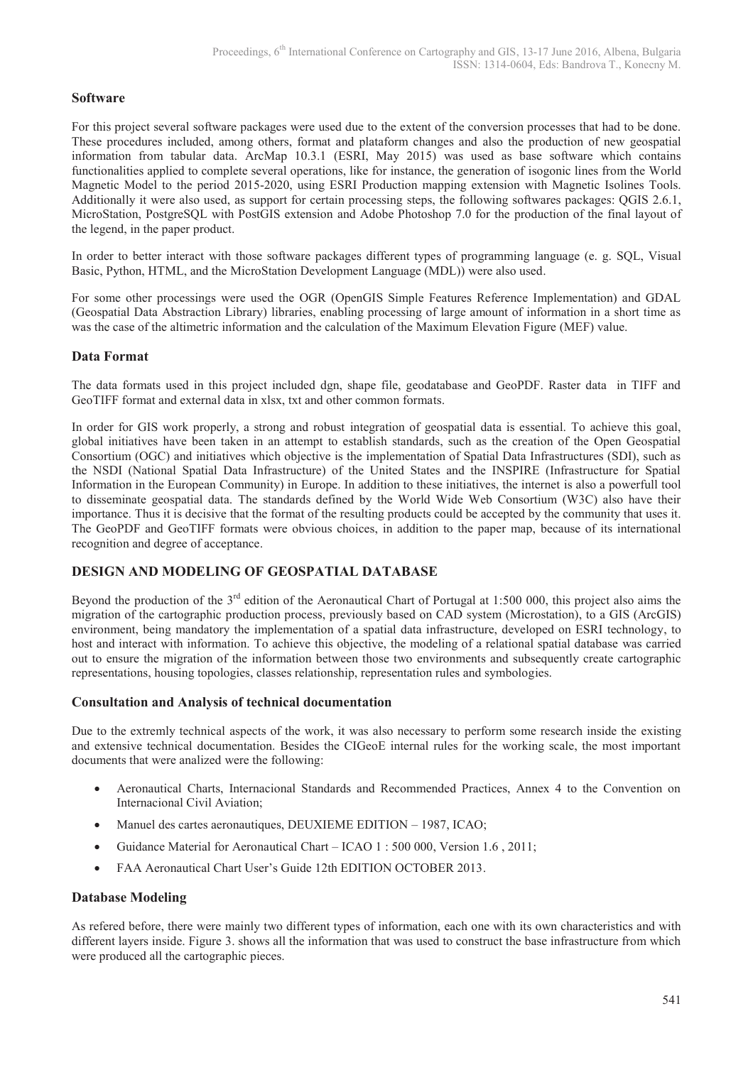### Software

For this project several software packages were used due to the extent of the conversion processes that had to be done. These procedures included, among others, format and plataform changes and also the production of new geospatial information from tabular data. ArcMap 10.3.1 (ESRI, May 2015) was used as base software which contains functionalities applied to complete several operations, like for instance, the generation of isogonic lines from the World Magnetic Model to the period 2015-2020, using ESRI Production mapping extension with Magnetic Isolines Tools. Additionally it were also used, as support for certain processing steps, the following softwares packages: QGIS 2.6.1, MicroStation, PostgreSQL with PostGIS extension and Adobe Photoshop 7.0 for the production of the final layout of the legend, in the paper product.

In order to better interact with those software packages different types of programming language (e. g. SQL, Visual Basic, Python, HTML, and the MicroStation Development Language (MDL)) were also used.

For some other processings were used the OGR (OpenGIS Simple Features Reference Implementation) and GDAL (Geospatial Data Abstraction Library) libraries, enabling processing of large amount of information in a short time as was the case of the altimetric information and the calculation of the Maximum Elevation Figure (MEF) value.

### Data Format

The data formats used in this project included dgn, shape file, geodatabase and GeoPDF. Raster data in TIFF and GeoTIFF format and external data in xlsx, txt and other common formats.

In order for GIS work properly, a strong and robust integration of geospatial data is essential. To achieve this goal, global initiatives have been taken in an attempt to establish standards, such as the creation of the Open Geospatial Consortium (OGC) and initiatives which objective is the implementation of Spatial Data Infrastructures (SDI), such as the NSDI (National Spatial Data Infrastructure) of the United States and the INSPIRE (Infrastructure for Spatial Information in the European Community) in Europe. In addition to these initiatives, the internet is also a powerfull tool to disseminate geospatial data. The standards defined by the World Wide Web Consortium (W3C) also have their importance. Thus it is decisive that the format of the resulting products could be accepted by the community that uses it. The GeoPDF and GeoTIFF formats were obvious choices, in addition to the paper map, because of its international recognition and degree of acceptance.

## DESIGN AND MODELING OF GEOSPATIAL DATABASE

Beyond the production of the 3rd edition of the Aeronautical Chart of Portugal at 1:500 000, this project also aims the migration of the cartographic production process, previously based on CAD system (Microstation), to a GIS (ArcGIS) environment, being mandatory the implementation of a spatial data infrastructure, developed on ESRI technology, to host and interact with information. To achieve this objective, the modeling of a relational spatial database was carried out to ensure the migration of the information between those two environments and subsequently create cartographic representations, housing topologies, classes relationship, representation rules and symbologies.

### Consultation and Analysis of technical documentation

Due to the extremly technical aspects of the work, it was also necessary to perform some research inside the existing and extensive technical documentation. Besides the CIGeoE internal rules for the working scale, the most important documents that were analized were the following:

- Aeronautical Charts, Internacional Standards and Recommended Practices, Annex 4 to the Convention on Internacional Civil Aviation;
- Manuel des cartes aeronautiques, DEUXIEME EDITION – 1987, ICAO;
- Guidance Material for Aeronautical Chart – ICAO 1 : 500 000, Version 1.6 , 2011;
- FAA Aeronautical Chart User's Guide 12th EDITION OCTOBER 2013.

### Database Modeling

As refered before, there were mainly two different types of information, each one with its own characteristics and with different layers inside. Figure 3. shows all the information that was used to construct the base infrastructure from which were produced all the cartographic pieces.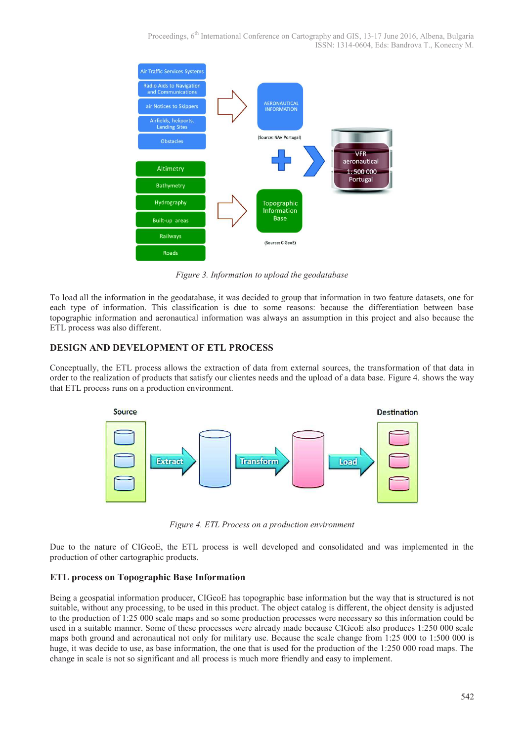*Figure 3. Information to upload the geodatabase*

To load all the information in the geodatabase, it was decided to group that information in two feature datasets, one for each type of information. This classification is due to some reasons: because the differentiation between base topographic information and aeronautical information was always an assumption in this project and also because the ETL process was also different.

## DESIGN AND DEVELOPMENT OF ETL PROCESS

Conceptually, the ETL process allows the extraction of data from external sources, the transformation of that data in order to the realization of products that satisfy our clientes needs and the upload of a data base. Figure 4. shows the way that ETL process runs on a production environment.

*Figure 4. ETL Process on a production environment*

Due to the nature of CIGeoE, the ETL process is well developed and consolidated and was implemented in the production of other cartographic products.

### ETL process on Topographic Base Information

Being a geospatial information producer, CIGeoE has topographic base information but the way that is structured is not suitable, without any processing, to be used in this product. The object catalog is different, the object density is adjusted to the production of 1:25 000 scale maps and so some production processes were necessary so this information could be used in a suitable manner. Some of these processes were already made because CIGeoE also produces 1:250 000 scale maps both ground and aeronautical not only for military use. Because the scale change from 1:25 000 to 1:500 000 is huge, it was decide to use, as base information, the one that is used for the production of the 1:250 000 road maps. The change in scale is not so significant and all process is much more friendly and easy to implement.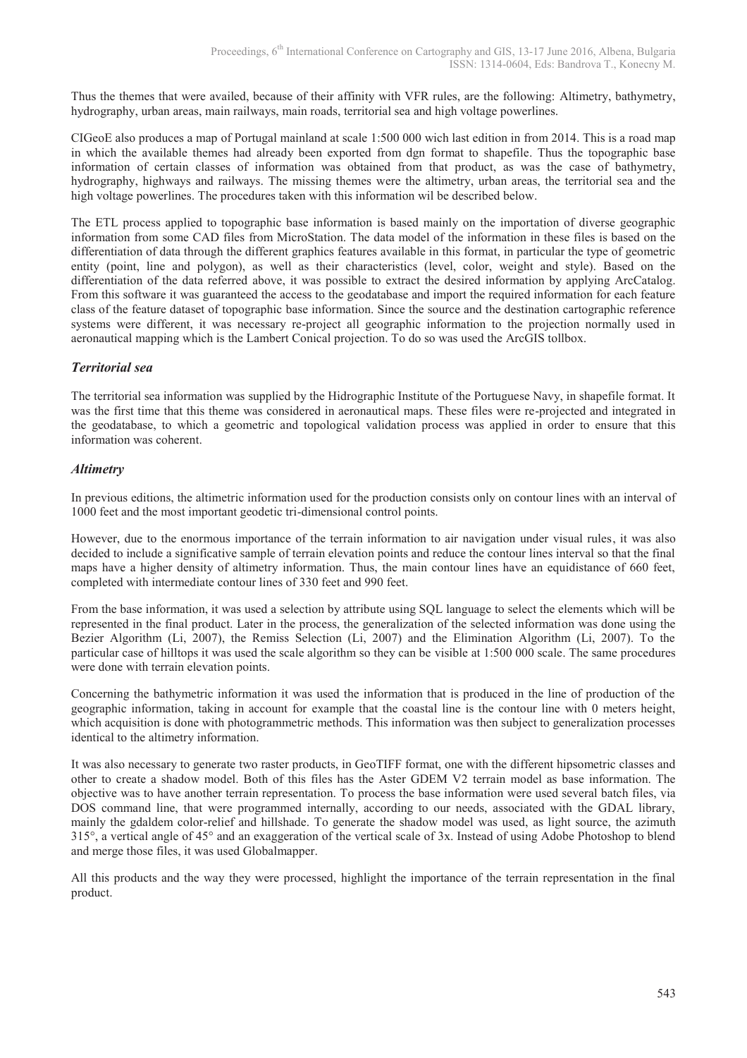Thus the themes that were availed, because of their affinity with VFR rules, are the following: Altimetry, bathymetry, hydrography, urban areas, main railways, main roads, territorial sea and high voltage powerlines.

CIGeoE also produces a map of Portugal mainland at scale 1:500 000 wich last edition in from 2014. This is a road map in which the available themes had already been exported from dgn format to shapefile. Thus the topographic base information of certain classes of information was obtained from that product, as was the case of bathymetry, hydrography, highways and railways. The missing themes were the altimetry, urban areas, the territorial sea and the high voltage powerlines. The procedures taken with this information wil be described below.

The ETL process applied to topographic base information is based mainly on the importation of diverse geographic information from some CAD files from MicroStation. The data model of the information in these files is based on the differentiation of data through the different graphics features available in this format, in particular the type of geometric entity (point, line and polygon), as well as their characteristics (level, color, weight and style). Based on the differentiation of the data referred above, it was possible to extract the desired information by applying ArcCatalog. From this software it was guaranteed the access to the geodatabase and import the required information for each feature class of the feature dataset of topographic base information. Since the source and the destination cartographic reference systems were different, it was necessary re-project all geographic information to the projection normally used in aeronautical mapping which is the Lambert Conical projection. To do so was used the ArcGIS tollbox.

### *Territorial sea*

The territorial sea information was supplied by the Hidrographic Institute of the Portuguese Navy, in shapefile format. It was the first time that this theme was considered in aeronautical maps. These files were re-projected and integrated in the geodatabase, to which a geometric and topological validation process was applied in order to ensure that this information was coherent.

### *Altimetry*

In previous editions, the altimetric information used for the production consists only on contour lines with an interval of 1000 feet and the most important geodetic tri-dimensional control points.

However, due to the enormous importance of the terrain information to air navigation under visual rules, it was also decided to include a significative sample of terrain elevation points and reduce the contour lines interval so that the final maps have a higher density of altimetry information. Thus, the main contour lines have an equidistance of 660 feet, completed with intermediate contour lines of 330 feet and 990 feet.

From the base information, it was used a selection by attribute using SQL language to select the elements which will be represented in the final product. Later in the process, the generalization of the selected information was done using the Bezier Algorithm (Li, 2007), the Remiss Selection (Li, 2007) and the Elimination Algorithm (Li, 2007). To the particular case of hilltops it was used the scale algorithm so they can be visible at 1:500 000 scale. The same procedures were done with terrain elevation points.

Concerning the bathymetric information it was used the information that is produced in the line of production of the geographic information, taking in account for example that the coastal line is the contour line with 0 meters height, which acquisition is done with photogrammetric methods. This information was then subject to generalization processes identical to the altimetry information.

It was also necessary to generate two raster products, in GeoTIFF format, one with the different hipsometric classes and other to create a shadow model. Both of this files has the Aster GDEM V2 terrain model as base information. The objective was to have another terrain representation. To process the base information were used several batch files, via DOS command line, that were programmed internally, according to our needs, associated with the GDAL library, mainly the gdaldem color-relief and hillshade. To generate the shadow model was used, as light source, the azimuth 315°, a vertical angle of 45° and an exaggeration of the vertical scale of 3x. Instead of using Adobe Photoshop to blend and merge those files, it was used Globalmapper.

All this products and the way they were processed, highlight the importance of the terrain representation in the final product.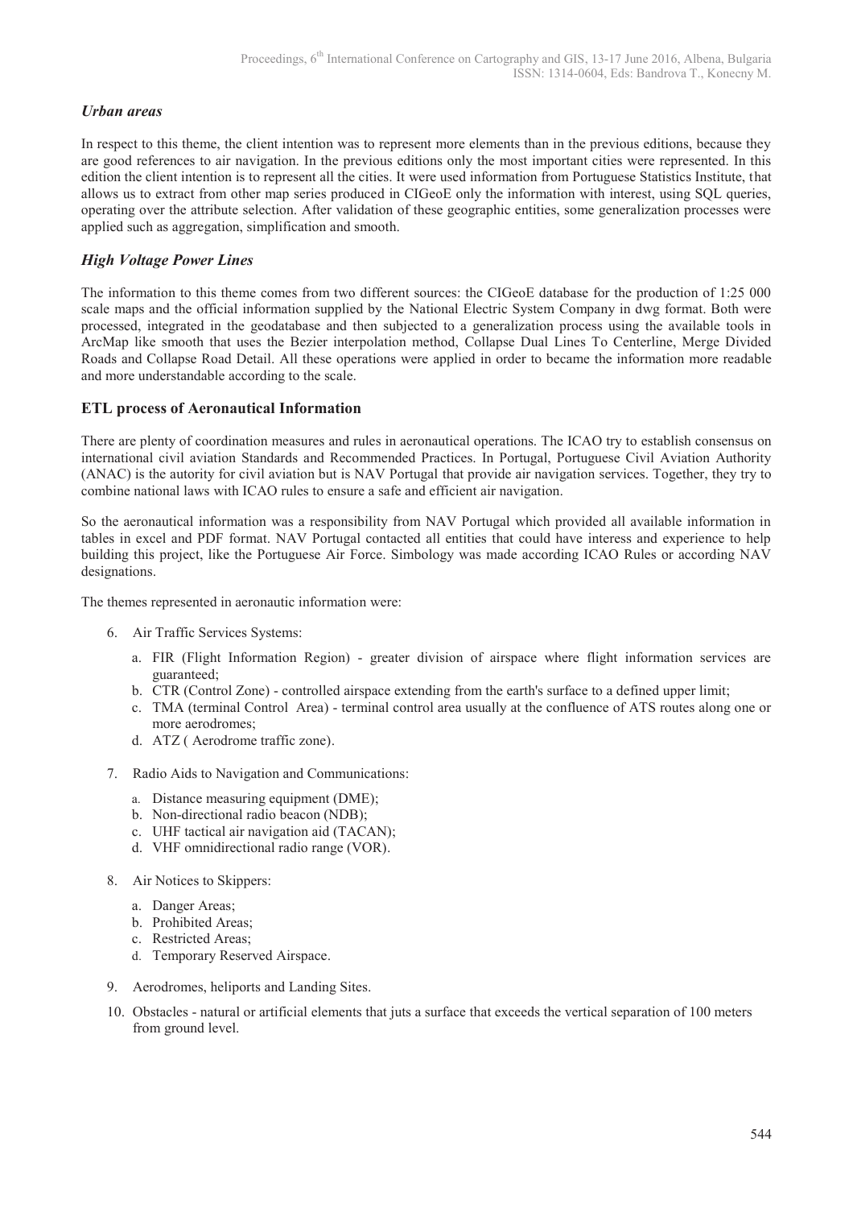### *Urban areas*

In respect to this theme, the client intention was to represent more elements than in the previous editions, because they are good references to air navigation. In the previous editions only the most important cities were represented. In this edition the client intention is to represent all the cities. It were used information from Portuguese Statistics Institute, that allows us to extract from other map series produced in CIGeoE only the information with interest, using SQL queries, operating over the attribute selection. After validation of these geographic entities, some generalization processes were applied such as aggregation, simplification and smooth.

### *High Voltage Power Lines*

The information to this theme comes from two different sources: the CIGeoE database for the production of 1:25 000 scale maps and the official information supplied by the National Electric System Company in dwg format. Both were processed, integrated in the geodatabase and then subjected to a generalization process using the available tools in ArcMap like smooth that uses the Bezier interpolation method, Collapse Dual Lines To Centerline, Merge Divided Roads and Collapse Road Detail. All these operations were applied in order to became the information more readable and more understandable according to the scale.

## ETL process of Aeronautical Information

There are plenty of coordination measures and rules in aeronautical operations. The ICAO try to establish consensus on international civil aviation Standards and Recommended Practices. In Portugal, Portuguese Civil Aviation Authority (ANAC) is the autority for civil aviation but is NAV Portugal that provide air navigation services. Together, they try to combine national laws with ICAO rules to ensure a safe and efficient air navigation.

So the aeronautical information was a responsibility from NAV Portugal which provided all available information in tables in excel and PDF format. NAV Portugal contacted all entities that could have interess and experience to help building this project, like the Portuguese Air Force. Simbology was made according ICAO Rules or according NAV designations.

The themes represented in aeronautic information were:

6. Air Traffic Services Systems:
   a. FIR (Flight Information Region) - greater division of airspace where flight information services are guaranteed;
   b. CTR (Control Zone) - controlled airspace extending from the earth's surface to a defined upper limit;
   c. TMA (terminal Control Area) - terminal control area usually at the confluence of ATS routes along one or more aerodromes;
   d. ATZ ( Aerodrome traffic zone).

7. Radio Aids to Navigation and Communications:
   a. Distance measuring equipment (DME);
   b. Non-directional radio beacon (NDB);
   c. UHF tactical air navigation aid (TACAN);
   d. VHF omnidirectional radio range (VOR).

8. Air Notices to Skippers:
   a. Danger Areas;
   b. Prohibited Areas;
   c. Restricted Areas;
   d. Temporary Reserved Airspace.

9. Aerodromes, heliports and Landing Sites.

10. Obstacles - natural or artificial elements that juts a surface that exceeds the vertical separation of 100 meters from ground level.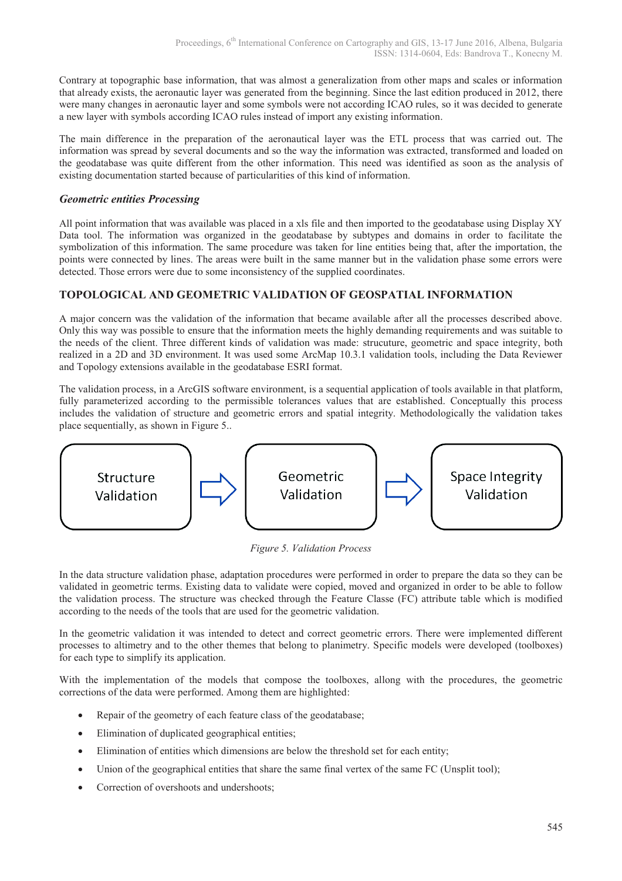Contrary at topographic base information, that was almost a generalization from other maps and scales or information that already exists, the aeronautic layer was generated from the beginning. Since the last edition produced in 2012, there were many changes in aeronautic layer and some symbols were not according ICAO rules, so it was decided to generate a new layer with symbols according ICAO rules instead of import any existing information.

The main difference in the preparation of the aeronautical layer was the ETL process that was carried out. The information was spread by several documents and so the way the information was extracted, transformed and loaded on the geodatabase was quite different from the other information. This need was identified as soon as the analysis of existing documentation started because of particularities of this kind of information.

### *Geometric entities Processing*

All point information that was available was placed in a xls file and then imported to the geodatabase using Display XY Data tool. The information was organized in the geodatabase by subtypes and domains in order to facilitate the symbolization of this information. The same procedure was taken for line entities being that, after the importation, the points were connected by lines. The areas were built in the same manner but in the validation phase some errors were detected. Those errors were due to some inconsistency of the supplied coordinates.

## TOPOLOGICAL AND GEOMETRIC VALIDATION OF GEOSPATIAL INFORMATION

A major concern was the validation of the information that became available after all the processes described above. Only this way was possible to ensure that the information meets the highly demanding requirements and was suitable to the needs of the client. Three different kinds of validation was made: strucuture, geometric and space integrity, both realized in a 2D and 3D environment. It was used some ArcMap 10.3.1 validation tools, including the Data Reviewer and Topology extensions available in the geodatabase ESRI format.

The validation process, in a ArcGIS software environment, is a sequential application of tools available in that platform, fully parameterized according to the permissible tolerances values that are established. Conceptually this process includes the validation of structure and geometric errors and spatial integrity. Methodologically the validation takes place sequentially, as shown in Figure 5..

Structure Validation → Geometric Validation → Space Integrity Validation

*Figure 5. Validation Process*

In the data structure validation phase, adaptation procedures were performed in order to prepare the data so they can be validated in geometric terms. Existing data to validate were copied, moved and organized in order to be able to follow the validation process. The structure was checked through the Feature Classe (FC) attribute table which is modified according to the needs of the tools that are used for the geometric validation.

In the geometric validation it was intended to detect and correct geometric errors. There were implemented different processes to altimetry and to the other themes that belong to planimetry. Specific models were developed (toolboxes) for each type to simplify its application.

With the implementation of the models that compose the toolboxes, allong with the procedures, the geometric corrections of the data were performed. Among them are highlighted:

- Repair of the geometry of each feature class of the geodatabase;
- Elimination of duplicated geographical entities;
- Elimination of entities which dimensions are below the threshold set for each entity;
- Union of the geographical entities that share the same final vertex of the same FC (Unsplit tool);
- Correction of overshoots and undershoots;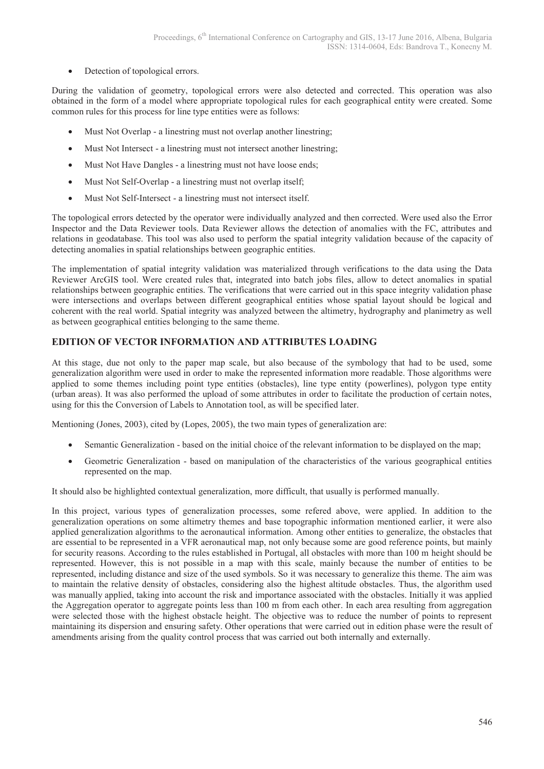- Detection of topological errors.

During the validation of geometry, topological errors were also detected and corrected. This operation was also obtained in the form of a model where appropriate topological rules for each geographical entity were created. Some common rules for this process for line type entities were as follows:

- Must Not Overlap - a linestring must not overlap another linestring;
- Must Not Intersect - a linestring must not intersect another linestring;
- Must Not Have Dangles - a linestring must not have loose ends;
- Must Not Self-Overlap - a linestring must not overlap itself;
- Must Not Self-Intersect - a linestring must not intersect itself.

The topological errors detected by the operator were individually analyzed and then corrected. Were used also the Error Inspector and the Data Reviewer tools. Data Reviewer allows the detection of anomalies with the FC, attributes and relations in geodatabase. This tool was also used to perform the spatial integrity validation because of the capacity of detecting anomalies in spatial relationships between geographic entities.

The implementation of spatial integrity validation was materialized through verifications to the data using the Data Reviewer ArcGIS tool. Were created rules that, integrated into batch jobs files, allow to detect anomalies in spatial relationships between geographic entities. The verifications that were carried out in this space integrity validation phase were intersections and overlaps between different geographical entities whose spatial layout should be logical and coherent with the real world. Spatial integrity was analyzed between the altimetry, hydrography and planimetry as well as between geographical entities belonging to the same theme.

## EDITION OF VECTOR INFORMATION AND ATTRIBUTES LOADING

At this stage, due not only to the paper map scale, but also because of the symbology that had to be used, some generalization algorithm were used in order to make the represented information more readable. Those algorithms were applied to some themes including point type entities (obstacles), line type entity (powerlines), polygon type entity (urban areas). It was also performed the upload of some attributes in order to facilitate the production of certain notes, using for this the Conversion of Labels to Annotation tool, as will be specified later.

Mentioning (Jones, 2003), cited by (Lopes, 2005), the two main types of generalization are:

- Semantic Generalization - based on the initial choice of the relevant information to be displayed on the map;
- Geometric Generalization - based on manipulation of the characteristics of the various geographical entities represented on the map.

It should also be highlighted contextual generalization, more difficult, that usually is performed manually.

In this project, various types of generalization processes, some refered above, were applied. In addition to the generalization operations on some altimetry themes and base topographic information mentioned earlier, it were also applied generalization algorithms to the aeronautical information. Among other entities to generalize, the obstacles that are essential to be represented in a VFR aeronautical map, not only because some are good reference points, but mainly for security reasons. According to the rules established in Portugal, all obstacles with more than 100 m height should be represented. However, this is not possible in a map with this scale, mainly because the number of entities to be represented, including distance and size of the used symbols. So it was necessary to generalize this theme. The aim was to maintain the relative density of obstacles, considering also the highest altitude obstacles. Thus, the algorithm used was manually applied, taking into account the risk and importance associated with the obstacles. Initially it was applied the Aggregation operator to aggregate points less than 100 m from each other. In each area resulting from aggregation were selected those with the highest obstacle height. The objective was to reduce the number of points to represent maintaining its dispersion and ensuring safety. Other operations that were carried out in edition phase were the result of amendments arising from the quality control process that was carried out both internally and externally.